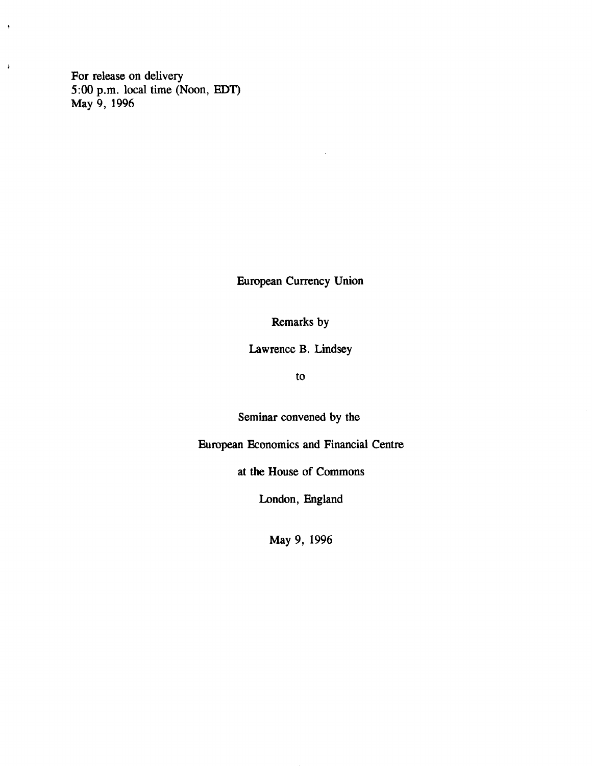For release on delivery
5:00 p.m. local time (Noon, EDT)
May 9, 1996

# European Currency Union

Remarks by

Lawrence B. Lindsey

to

Seminar convened by the

European Economics and Financial Centre

at the House of Commons

London, England

May 9, 1996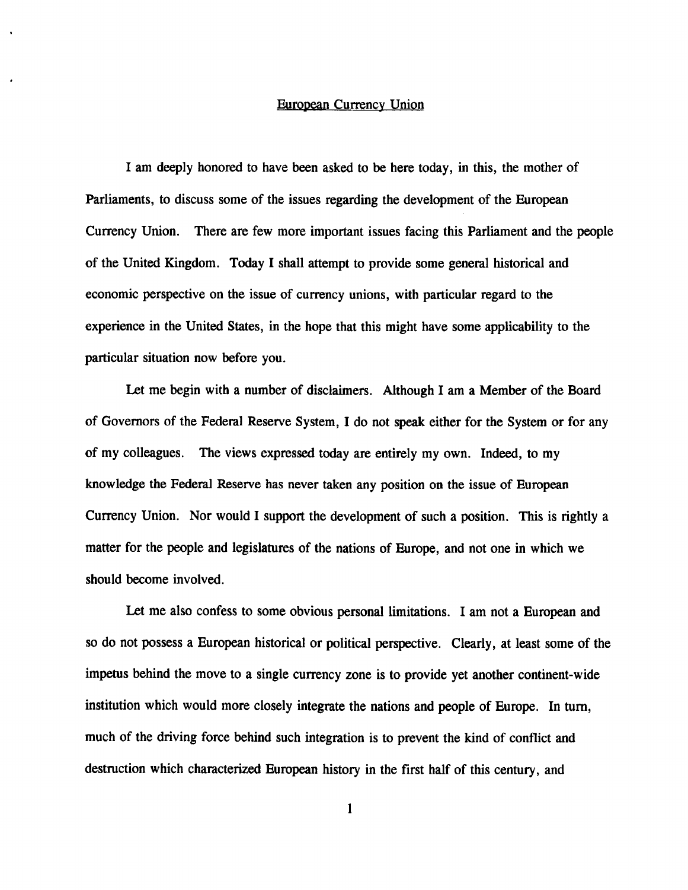# European Currency Union

I am deeply honored to have been asked to be here today, in this, the mother of Parliaments, to discuss some of the issues regarding the development of the European Currency Union. There are few more important issues facing this Parliament and the people of the United Kingdom. Today I shall attempt to provide some general historical and economic perspective on the issue of currency unions, with particular regard to the experience in the United States, in the hope that this might have some applicability to the particular situation now before you.

Let me begin with a number of disclaimers. Although I am a Member of the Board of Governors of the Federal Reserve System, I do not speak either for the System or for any of my colleagues. The views expressed today are entirely my own. Indeed, to my knowledge the Federal Reserve has never taken any position on the issue of European Currency Union. Nor would I support the development of such a position. This is rightly a matter for the people and legislatures of the nations of Europe, and not one in which we should become involved.

Let me also confess to some obvious personal limitations. I am not a European and so do not possess a European historical or political perspective. Clearly, at least some of the impetus behind the move to a single currency zone is to provide yet another continent-wide institution which would more closely integrate the nations and people of Europe. In turn, much of the driving force behind such integration is to prevent the kind of conflict and destruction which characterized European history in the first half of this century, and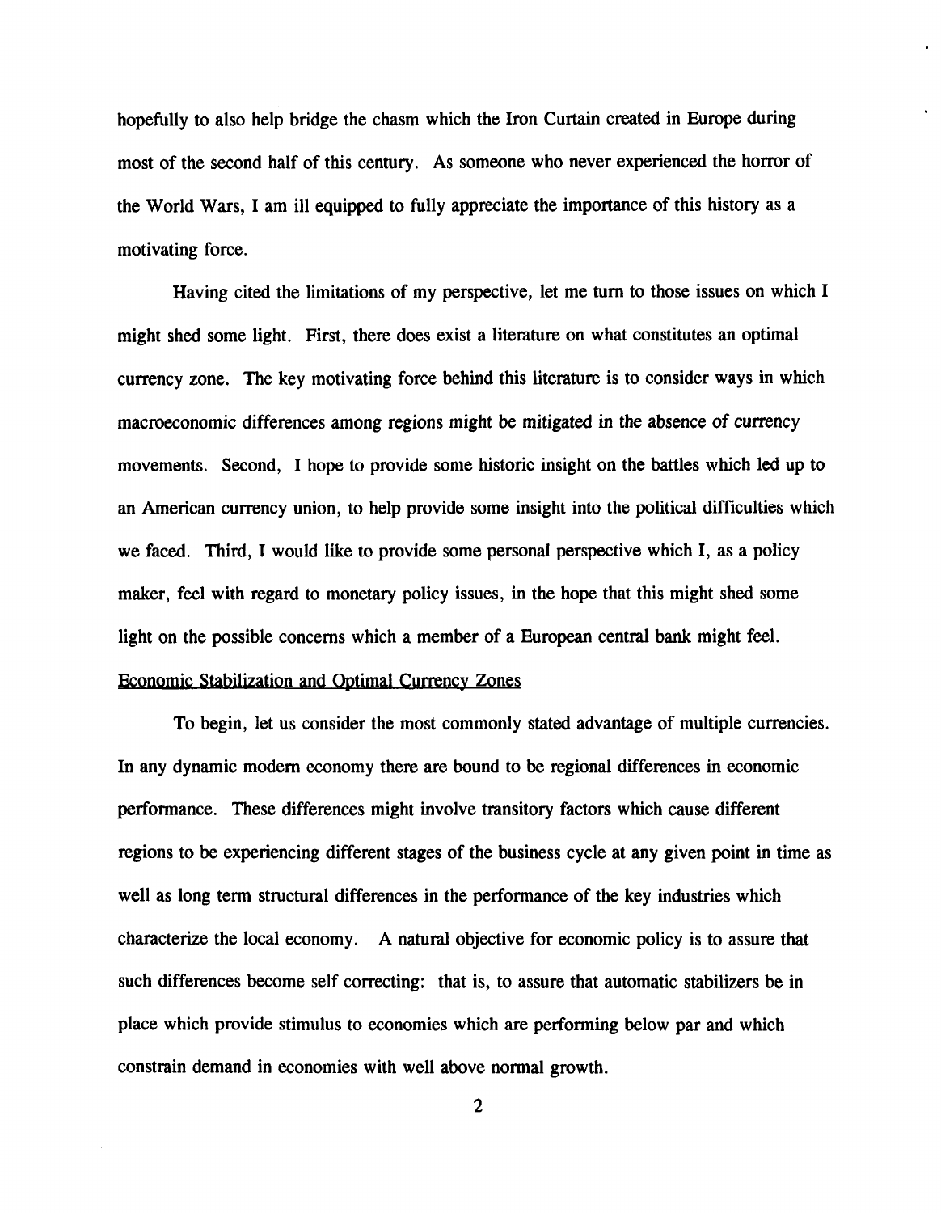hopefully to also help bridge the chasm which the Iron Curtain created in Europe during most of the second half of this century. As someone who never experienced the horror of the World Wars, I am ill equipped to fully appreciate the importance of this history as a motivating force.

Having cited the limitations of my perspective, let me turn to those issues on which I might shed some light. First, there does exist a literature on what constitutes an optimal currency zone. The key motivating force behind this literature is to consider ways in which macroeconomic differences among regions might be mitigated in the absence of currency movements. Second, I hope to provide some historic insight on the battles which led up to an American currency union, to help provide some insight into the political difficulties which we faced. Third, I would like to provide some personal perspective which I, as a policy maker, feel with regard to monetary policy issues, in the hope that this might shed some light on the possible concerns which a member of a European central bank might feel.

## Economic Stabilization and Optimal Currency Zones

To begin, let us consider the most commonly stated advantage of multiple currencies. In any dynamic modern economy there are bound to be regional differences in economic performance. These differences might involve transitory factors which cause different regions to be experiencing different stages of the business cycle at any given point in time as well as long term structural differences in the performance of the key industries which characterize the local economy. A natural objective for economic policy is to assure that such differences become self correcting: that is, to assure that automatic stabilizers be in place which provide stimulus to economies which are performing below par and which constrain demand in economies with well above normal growth.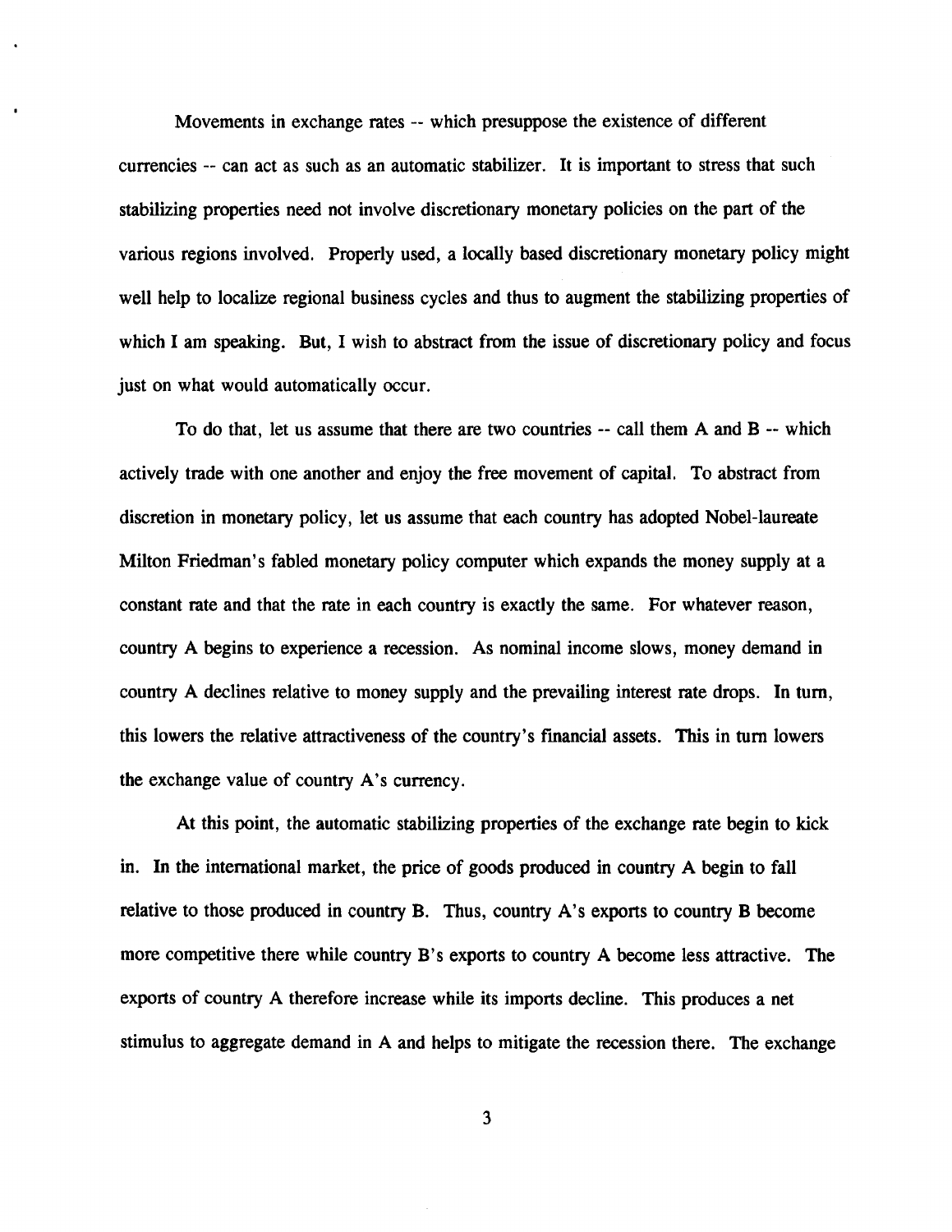Movements in exchange rates -- which presuppose the existence of different currencies -- can act as such as an automatic stabilizer. It is important to stress that such stabilizing properties need not involve discretionary monetary policies on the part of the various regions involved. Properly used, a locally based discretionary monetary policy might well help to localize regional business cycles and thus to augment the stabilizing properties of which I am speaking. But, I wish to abstract from the issue of discretionary policy and focus just on what would automatically occur.

To do that, let us assume that there are two countries -- call them A and B -- which actively trade with one another and enjoy the free movement of capital. To abstract from discretion in monetary policy, let us assume that each country has adopted Nobel-laureate Milton Friedman's fabled monetary policy computer which expands the money supply at a constant rate and that the rate in each country is exactly the same. For whatever reason, country A begins to experience a recession. As nominal income slows, money demand in country A declines relative to money supply and the prevailing interest rate drops. In turn, this lowers the relative attractiveness of the country's financial assets. This in turn lowers the exchange value of country A's currency.

At this point, the automatic stabilizing properties of the exchange rate begin to kick in. In the international market, the price of goods produced in country A begin to fall relative to those produced in country B. Thus, country A's exports to country B become more competitive there while country B's exports to country A become less attractive. The exports of country A therefore increase while its imports decline. This produces a net stimulus to aggregate demand in A and helps to mitigate the recession there. The exchange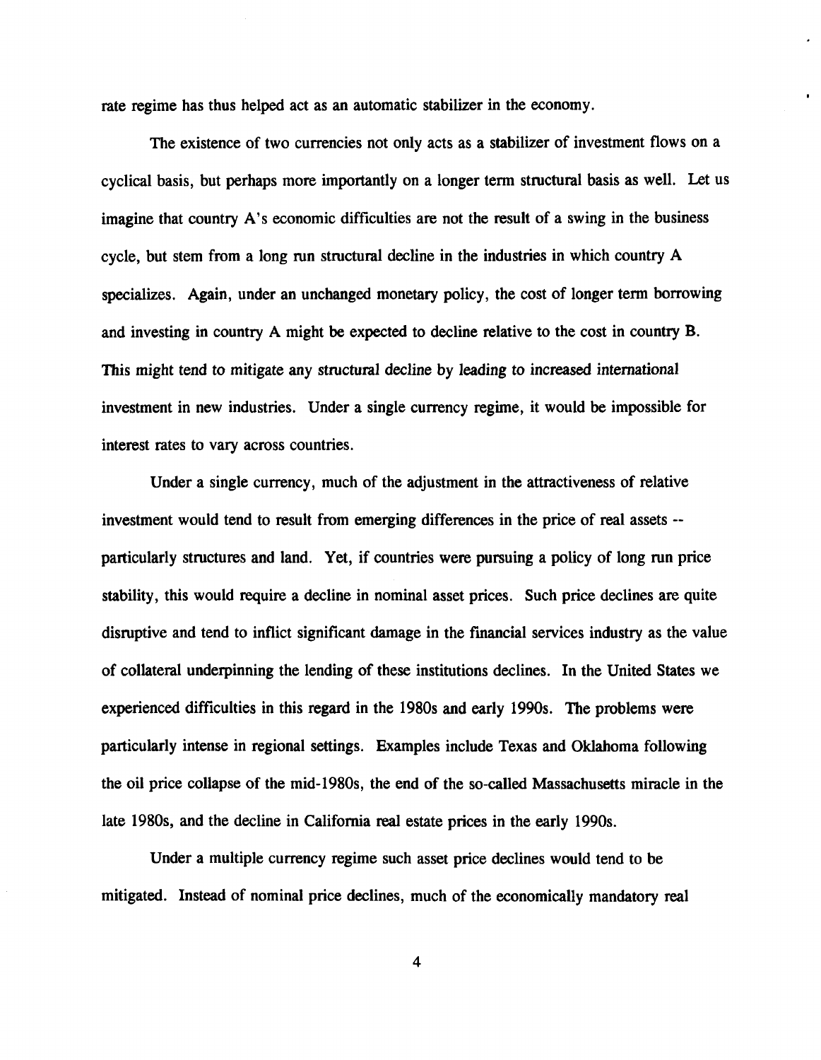rate regime has thus helped act as an automatic stabilizer in the economy.

The existence of two currencies not only acts as a stabilizer of investment flows on a cyclical basis, but perhaps more importantly on a longer term structural basis as well. Let us imagine that country A's economic difficulties are not the result of a swing in the business cycle, but stem from a long run structural decline in the industries in which country A specializes. Again, under an unchanged monetary policy, the cost of longer term borrowing and investing in country A might be expected to decline relative to the cost in country B. This might tend to mitigate any structural decline by leading to increased international investment in new industries. Under a single currency regime, it would be impossible for interest rates to vary across countries.

Under a single currency, much of the adjustment in the attractiveness of relative investment would tend to result from emerging differences in the price of real assets -- particularly structures and land. Yet, if countries were pursuing a policy of long run price stability, this would require a decline in nominal asset prices. Such price declines are quite disruptive and tend to inflict significant damage in the financial services industry as the value of collateral underpinning the lending of these institutions declines. In the United States we experienced difficulties in this regard in the 1980s and early 1990s. The problems were particularly intense in regional settings. Examples include Texas and Oklahoma following the oil price collapse of the mid-1980s, the end of the so-called Massachusetts miracle in the late 1980s, and the decline in California real estate prices in the early 1990s.

Under a multiple currency regime such asset price declines would tend to be mitigated. Instead of nominal price declines, much of the economically mandatory real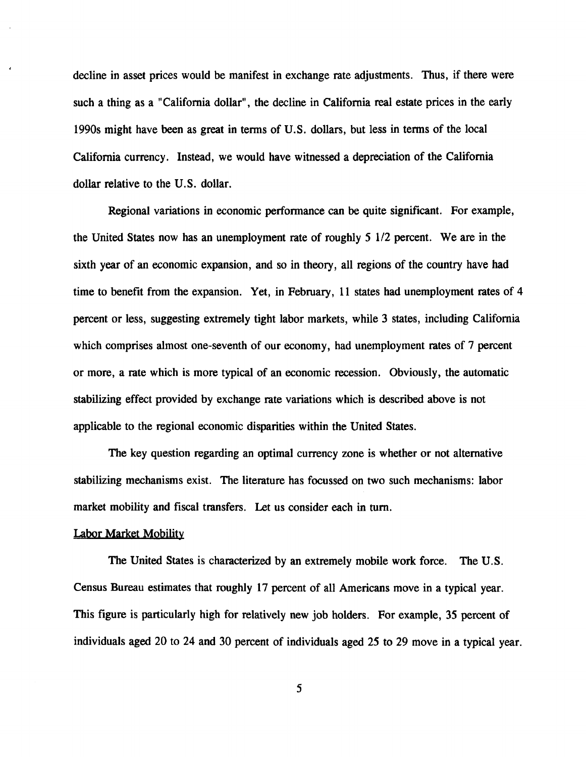decline in asset prices would be manifest in exchange rate adjustments. Thus, if there were such a thing as a "California dollar", the decline in California real estate prices in the early 1990s might have been as great in terms of U.S. dollars, but less in terms of the local California currency. Instead, we would have witnessed a depreciation of the California dollar relative to the U.S. dollar.

Regional variations in economic performance can be quite significant. For example, the United States now has an unemployment rate of roughly 5 1/2 percent. We are in the sixth year of an economic expansion, and so in theory, all regions of the country have had time to benefit from the expansion. Yet, in February, 11 states had unemployment rates of 4 percent or less, suggesting extremely tight labor markets, while 3 states, including California which comprises almost one-seventh of our economy, had unemployment rates of 7 percent or more, a rate which is more typical of an economic recession. Obviously, the automatic stabilizing effect provided by exchange rate variations which is described above is not applicable to the regional economic disparities within the United States.

The key question regarding an optimal currency zone is whether or not alternative stabilizing mechanisms exist. The literature has focussed on two such mechanisms: labor market mobility and fiscal transfers. Let us consider each in turn.

<u>Labor Market Mobility</u>

The United States is characterized by an extremely mobile work force. The U.S. Census Bureau estimates that roughly 17 percent of all Americans move in a typical year. This figure is particularly high for relatively new job holders. For example, 35 percent of individuals aged 20 to 24 and 30 percent of individuals aged 25 to 29 move in a typical year.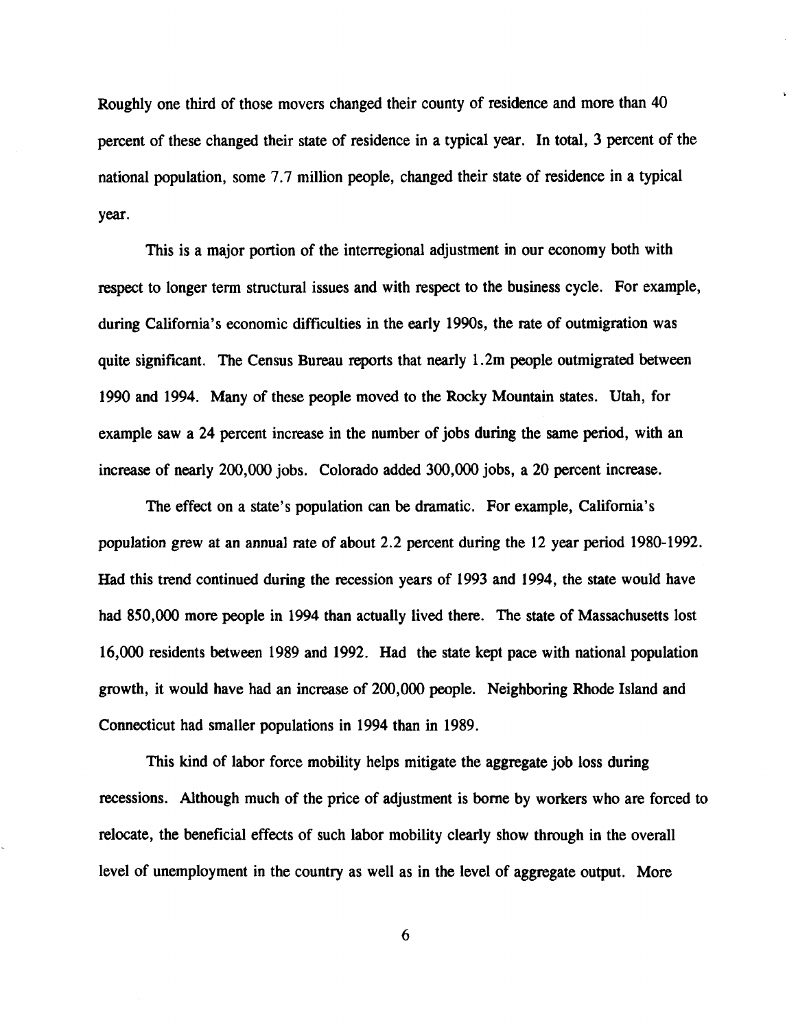Roughly one third of those movers changed their county of residence and more than 40 percent of these changed their state of residence in a typical year. In total, 3 percent of the national population, some 7.7 million people, changed their state of residence in a typical year.

This is a major portion of the interregional adjustment in our economy both with respect to longer term structural issues and with respect to the business cycle. For example, during California's economic difficulties in the early 1990s, the rate of outmigration was quite significant. The Census Bureau reports that nearly 1.2m people outmigrated between 1990 and 1994. Many of these people moved to the Rocky Mountain states. Utah, for example saw a 24 percent increase in the number of jobs during the same period, with an increase of nearly 200,000 jobs. Colorado added 300,000 jobs, a 20 percent increase.

The effect on a state's population can be dramatic. For example, California's population grew at an annual rate of about 2.2 percent during the 12 year period 1980-1992. Had this trend continued during the recession years of 1993 and 1994, the state would have had 850,000 more people in 1994 than actually lived there. The state of Massachusetts lost 16,000 residents between 1989 and 1992. Had the state kept pace with national population growth, it would have had an increase of 200,000 people. Neighboring Rhode Island and Connecticut had smaller populations in 1994 than in 1989.

This kind of labor force mobility helps mitigate the aggregate job loss during recessions. Although much of the price of adjustment is borne by workers who are forced to relocate, the beneficial effects of such labor mobility clearly show through in the overall level of unemployment in the country as well as in the level of aggregate output. More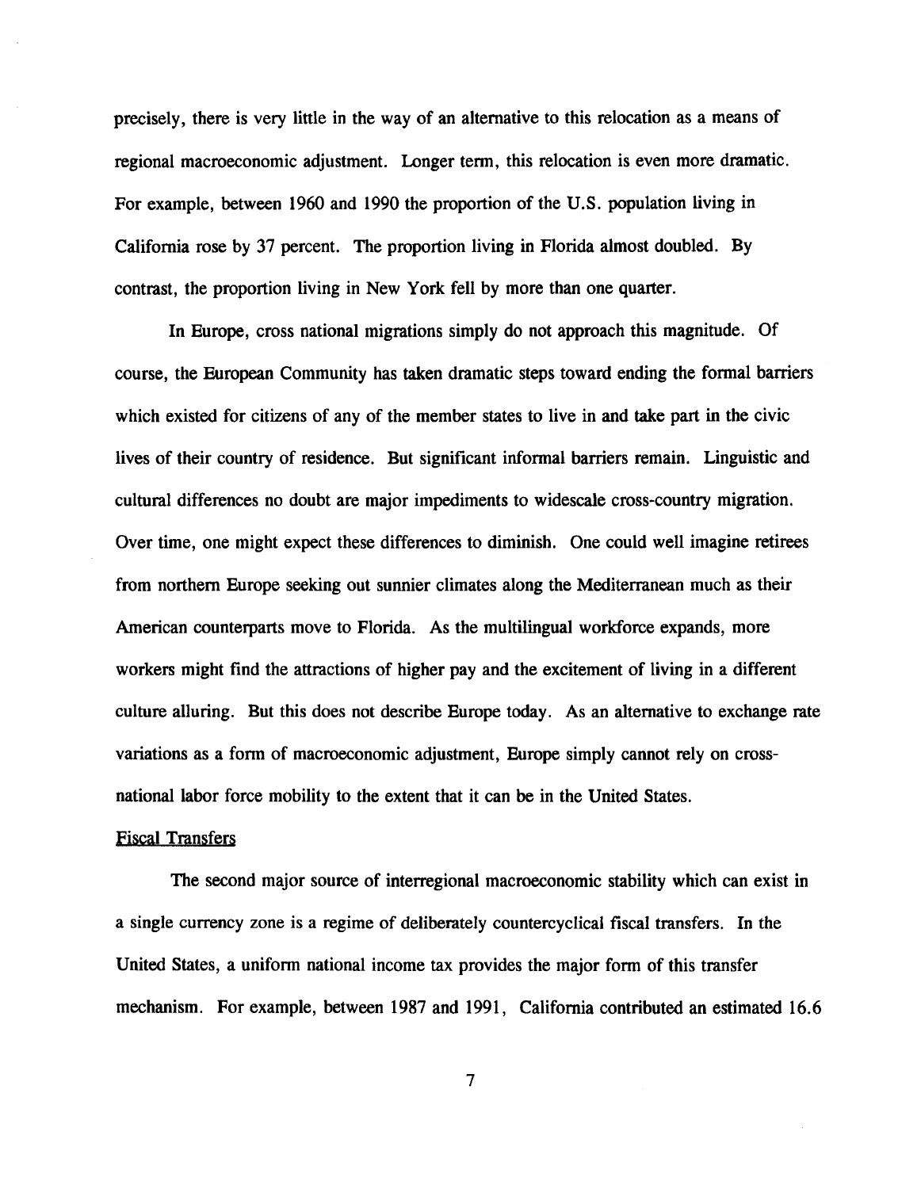precisely, there is very little in the way of an alternative to this relocation as a means of regional macroeconomic adjustment. Longer term, this relocation is even more dramatic. For example, between 1960 and 1990 the proportion of the U.S. population living in California rose by 37 percent. The proportion living in Florida almost doubled. By contrast, the proportion living in New York fell by more than one quarter.

In Europe, cross national migrations simply do not approach this magnitude. Of course, the European Community has taken dramatic steps toward ending the formal barriers which existed for citizens of any of the member states to live in and take part in the civic lives of their country of residence. But significant informal barriers remain. Linguistic and cultural differences no doubt are major impediments to widescale cross-country migration. Over time, one might expect these differences to diminish. One could well imagine retirees from northern Europe seeking out sunnier climates along the Mediterranean much as their American counterparts move to Florida. As the multilingual workforce expands, more workers might find the attractions of higher pay and the excitement of living in a different culture alluring. But this does not describe Europe today. As an alternative to exchange rate variations as a form of macroeconomic adjustment, Europe simply cannot rely on cross-national labor force mobility to the extent that it can be in the United States.

## Fiscal Transfers

The second major source of interregional macroeconomic stability which can exist in a single currency zone is a regime of deliberately countercyclical fiscal transfers. In the United States, a uniform national income tax provides the major form of this transfer mechanism. For example, between 1987 and 1991, California contributed an estimated 16.6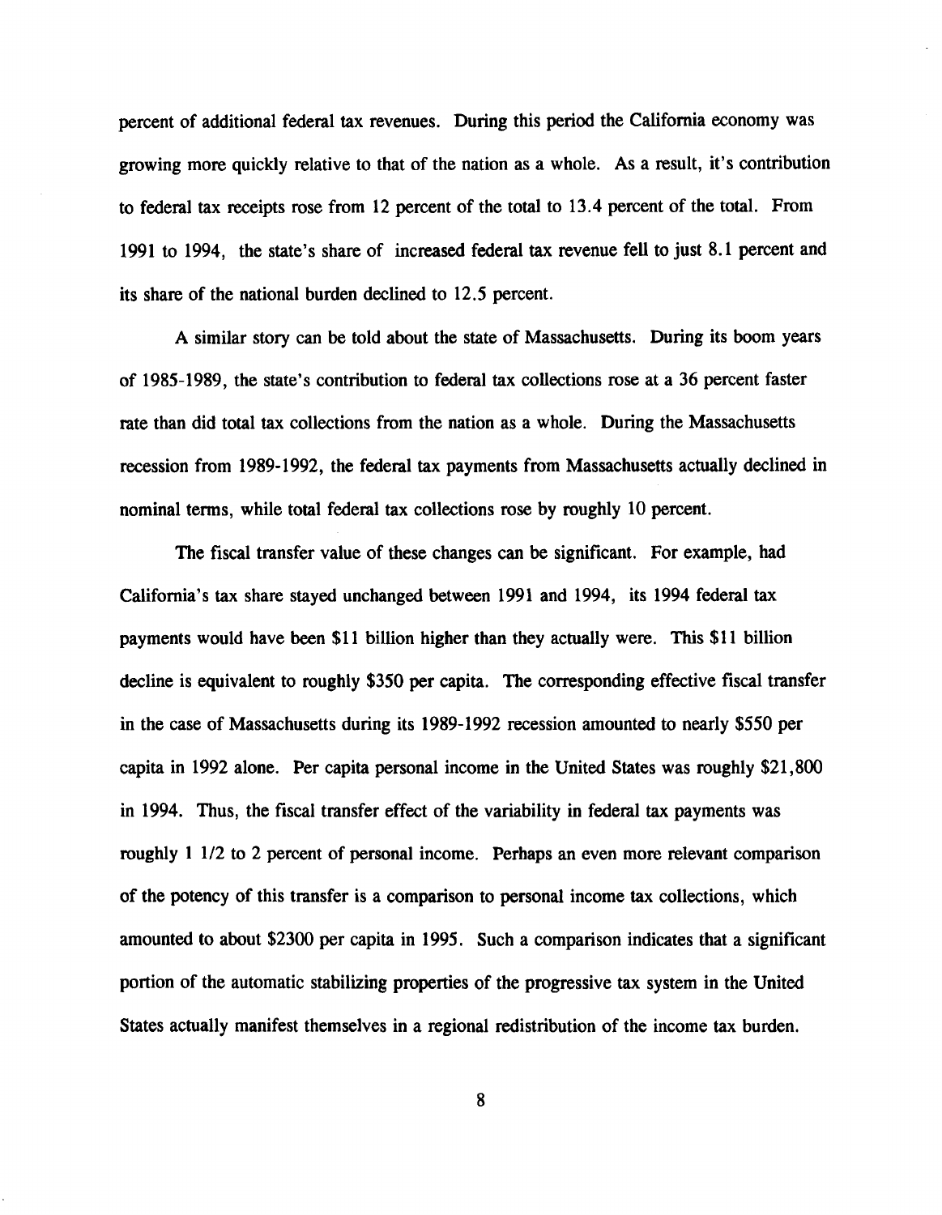percent of additional federal tax revenues. During this period the California economy was growing more quickly relative to that of the nation as a whole. As a result, it's contribution to federal tax receipts rose from 12 percent of the total to 13.4 percent of the total. From 1991 to 1994, the state's share of increased federal tax revenue fell to just 8.1 percent and its share of the national burden declined to 12.5 percent.

A similar story can be told about the state of Massachusetts. During its boom years of 1985-1989, the state's contribution to federal tax collections rose at a 36 percent faster rate than did total tax collections from the nation as a whole. During the Massachusetts recession from 1989-1992, the federal tax payments from Massachusetts actually declined in nominal terms, while total federal tax collections rose by roughly 10 percent.

The fiscal transfer value of these changes can be significant. For example, had California's tax share stayed unchanged between 1991 and 1994, its 1994 federal tax payments would have been $11 billion higher than they actually were. This $11 billion decline is equivalent to roughly $350 per capita. The corresponding effective fiscal transfer in the case of Massachusetts during its 1989-1992 recession amounted to nearly $550 per capita in 1992 alone. Per capita personal income in the United States was roughly $21,800 in 1994. Thus, the fiscal transfer effect of the variability in federal tax payments was roughly 1 1/2 to 2 percent of personal income. Perhaps an even more relevant comparison of the potency of this transfer is a comparison to personal income tax collections, which amounted to about $2300 per capita in 1995. Such a comparison indicates that a significant portion of the automatic stabilizing properties of the progressive tax system in the United States actually manifest themselves in a regional redistribution of the income tax burden.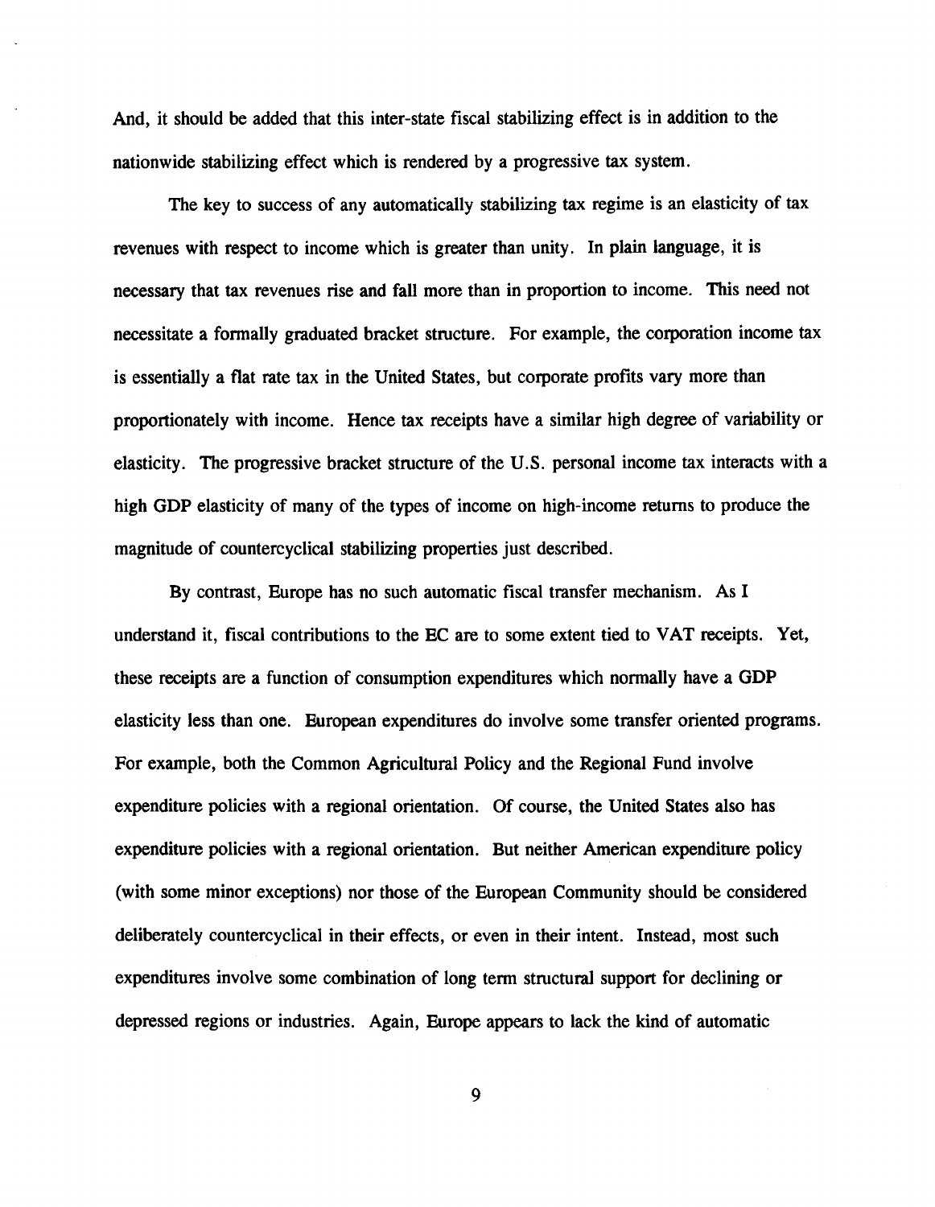And, it should be added that this inter-state fiscal stabilizing effect is in addition to the nationwide stabilizing effect which is rendered by a progressive tax system.

The key to success of any automatically stabilizing tax regime is an elasticity of tax revenues with respect to income which is greater than unity. In plain language, it is necessary that tax revenues rise and fall more than in proportion to income. This need not necessitate a formally graduated bracket structure. For example, the corporation income tax is essentially a flat rate tax in the United States, but corporate profits vary more than proportionately with income. Hence tax receipts have a similar high degree of variability or elasticity. The progressive bracket structure of the U.S. personal income tax interacts with a high GDP elasticity of many of the types of income on high-income returns to produce the magnitude of countercyclical stabilizing properties just described.

By contrast, Europe has no such automatic fiscal transfer mechanism. As I understand it, fiscal contributions to the EC are to some extent tied to VAT receipts. Yet, these receipts are a function of consumption expenditures which normally have a GDP elasticity less than one. European expenditures do involve some transfer oriented programs. For example, both the Common Agricultural Policy and the Regional Fund involve expenditure policies with a regional orientation. Of course, the United States also has expenditure policies with a regional orientation. But neither American expenditure policy (with some minor exceptions) nor those of the European Community should be considered deliberately countercyclical in their effects, or even in their intent. Instead, most such expenditures involve some combination of long term structural support for declining or depressed regions or industries. Again, Europe appears to lack the kind of automatic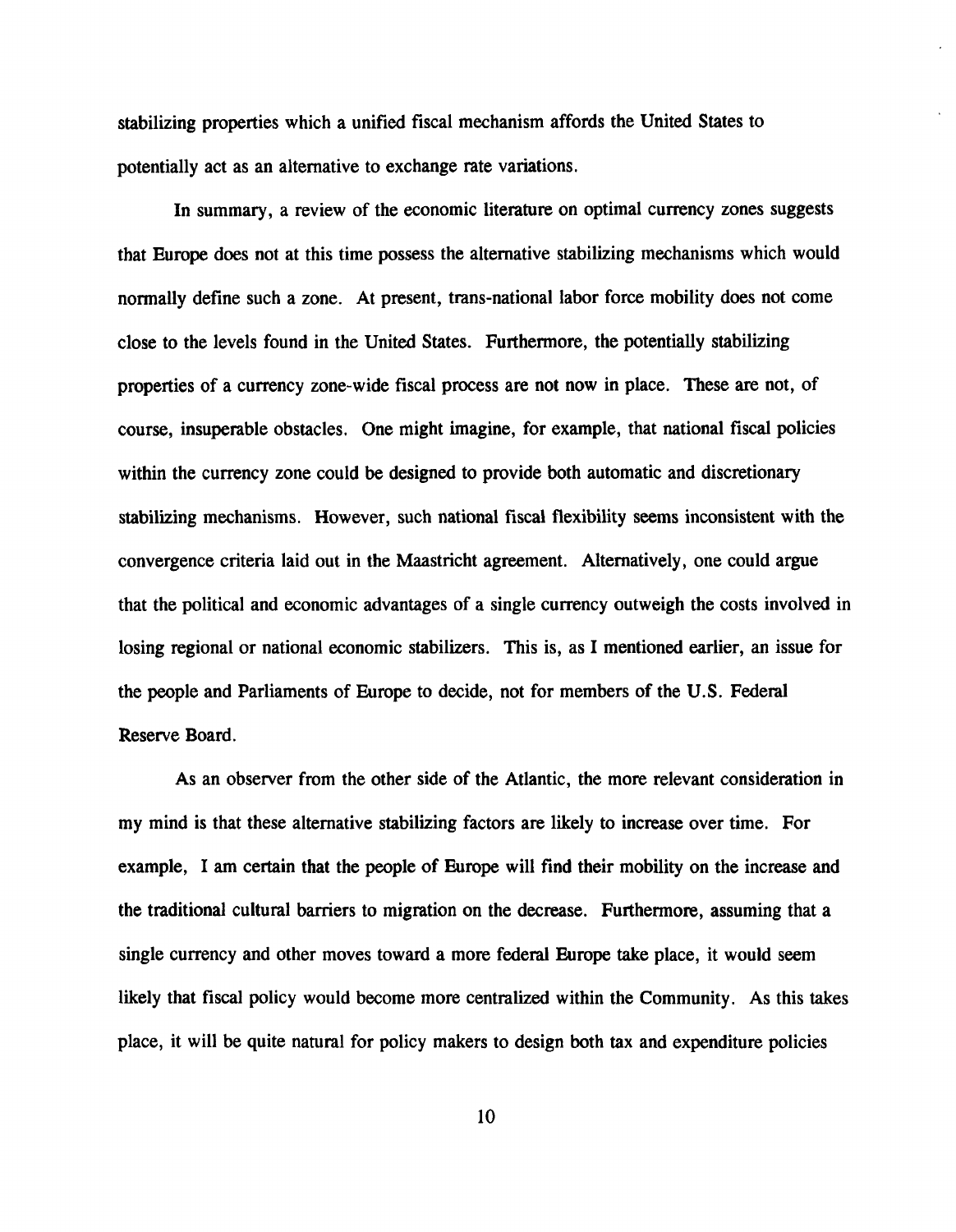stabilizing properties which a unified fiscal mechanism affords the United States to potentially act as an alternative to exchange rate variations.

In summary, a review of the economic literature on optimal currency zones suggests that Europe does not at this time possess the alternative stabilizing mechanisms which would normally define such a zone. At present, trans-national labor force mobility does not come close to the levels found in the United States. Furthermore, the potentially stabilizing properties of a currency zone-wide fiscal process are not now in place. These are not, of course, insuperable obstacles. One might imagine, for example, that national fiscal policies within the currency zone could be designed to provide both automatic and discretionary stabilizing mechanisms. However, such national fiscal flexibility seems inconsistent with the convergence criteria laid out in the Maastricht agreement. Alternatively, one could argue that the political and economic advantages of a single currency outweigh the costs involved in losing regional or national economic stabilizers. This is, as I mentioned earlier, an issue for the people and Parliaments of Europe to decide, not for members of the U.S. Federal Reserve Board.

As an observer from the other side of the Atlantic, the more relevant consideration in my mind is that these alternative stabilizing factors are likely to increase over time. For example, I am certain that the people of Europe will find their mobility on the increase and the traditional cultural barriers to migration on the decrease. Furthermore, assuming that a single currency and other moves toward a more federal Europe take place, it would seem likely that fiscal policy would become more centralized within the Community. As this takes place, it will be quite natural for policy makers to design both tax and expenditure policies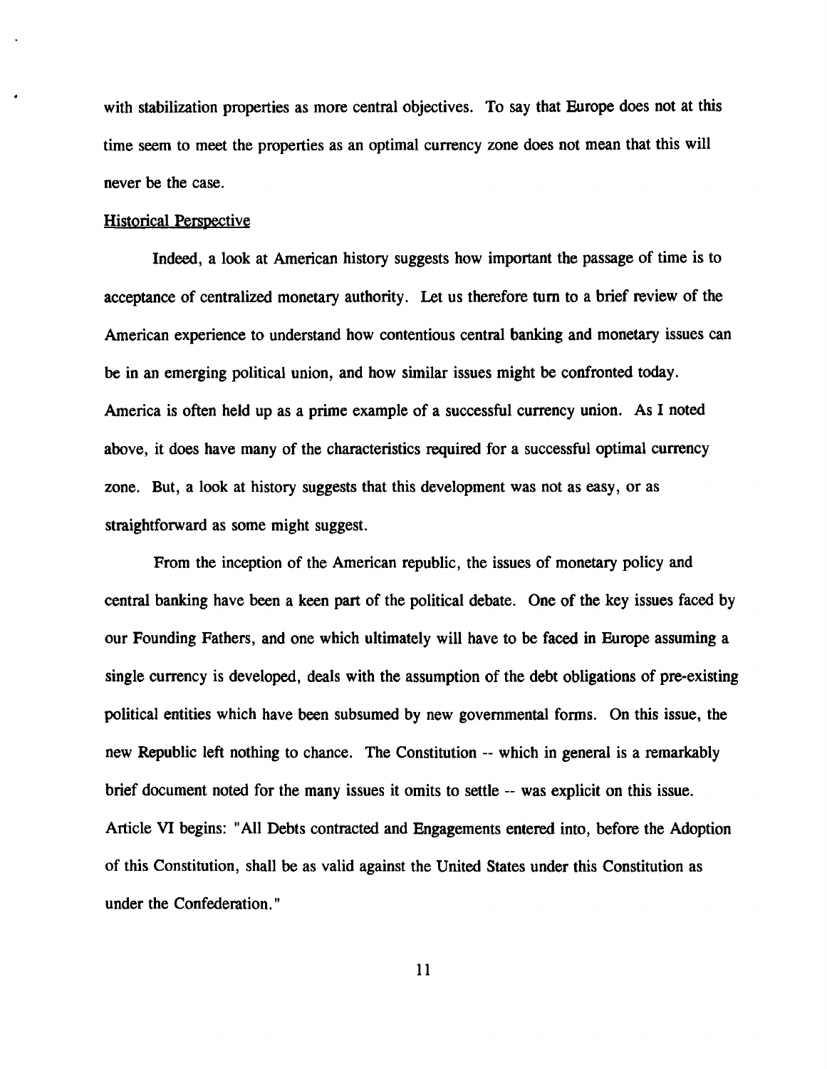with stabilization properties as more central objectives. To say that Europe does not at this time seem to meet the properties as an optimal currency zone does not mean that this will never be the case.

Historical Perspective

Indeed, a look at American history suggests how important the passage of time is to acceptance of centralized monetary authority. Let us therefore turn to a brief review of the American experience to understand how contentious central banking and monetary issues can be in an emerging political union, and how similar issues might be confronted today. America is often held up as a prime example of a successful currency union. As I noted above, it does have many of the characteristics required for a successful optimal currency zone. But, a look at history suggests that this development was not as easy, or as straightforward as some might suggest.

From the inception of the American republic, the issues of monetary policy and central banking have been a keen part of the political debate. One of the key issues faced by our Founding Fathers, and one which ultimately will have to be faced in Europe assuming a single currency is developed, deals with the assumption of the debt obligations of pre-existing political entities which have been subsumed by new governmental forms. On this issue, the new Republic left nothing to chance. The Constitution -- which in general is a remarkably brief document noted for the many issues it omits to settle -- was explicit on this issue. Article VI begins: "All Debts contracted and Engagements entered into, before the Adoption of this Constitution, shall be as valid against the United States under this Constitution as under the Confederation."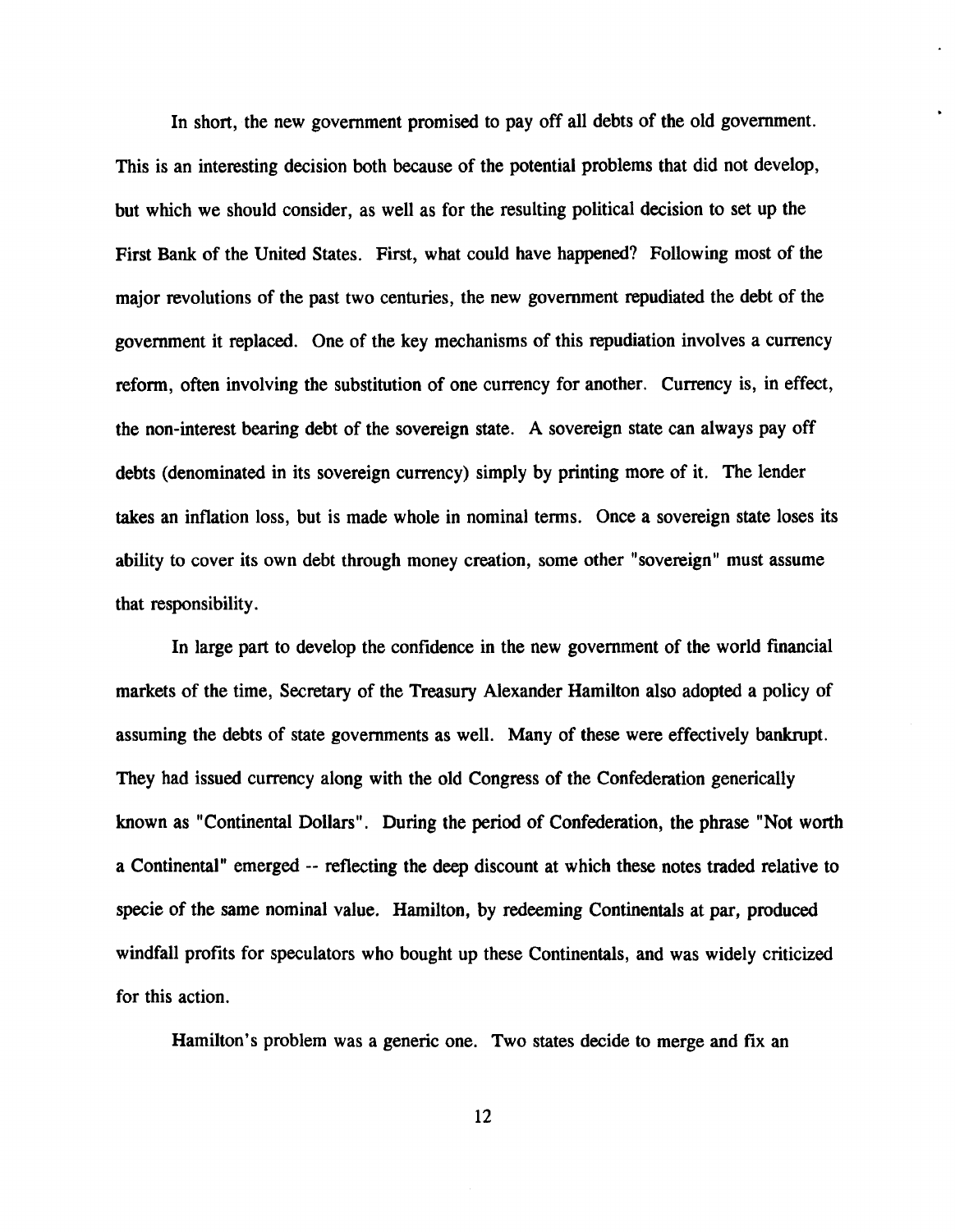In short, the new government promised to pay off all debts of the old government. This is an interesting decision both because of the potential problems that did not develop, but which we should consider, as well as for the resulting political decision to set up the First Bank of the United States. First, what could have happened? Following most of the major revolutions of the past two centuries, the new government repudiated the debt of the government it replaced. One of the key mechanisms of this repudiation involves a currency reform, often involving the substitution of one currency for another. Currency is, in effect, the non-interest bearing debt of the sovereign state. A sovereign state can always pay off debts (denominated in its sovereign currency) simply by printing more of it. The lender takes an inflation loss, but is made whole in nominal terms. Once a sovereign state loses its ability to cover its own debt through money creation, some other "sovereign" must assume that responsibility.

In large part to develop the confidence in the new government of the world financial markets of the time, Secretary of the Treasury Alexander Hamilton also adopted a policy of assuming the debts of state governments as well. Many of these were effectively bankrupt. They had issued currency along with the old Congress of the Confederation generically known as "Continental Dollars". During the period of Confederation, the phrase "Not worth a Continental" emerged -- reflecting the deep discount at which these notes traded relative to specie of the same nominal value. Hamilton, by redeeming Continentals at par, produced windfall profits for speculators who bought up these Continentals, and was widely criticized for this action.

Hamilton's problem was a generic one. Two states decide to merge and fix an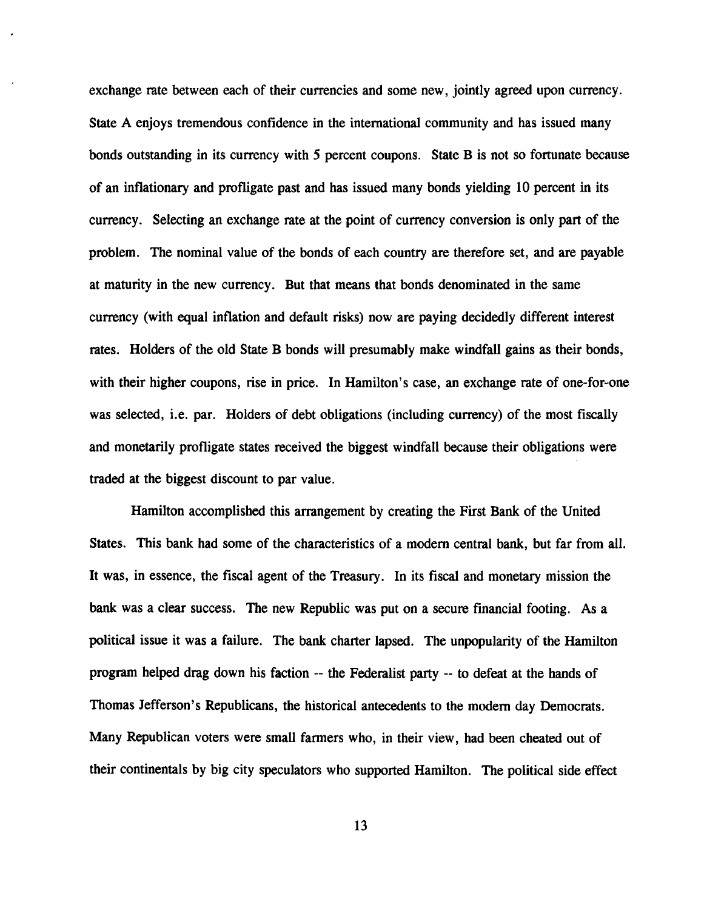exchange rate between each of their currencies and some new, jointly agreed upon currency. State A enjoys tremendous confidence in the international community and has issued many bonds outstanding in its currency with 5 percent coupons. State B is not so fortunate because of an inflationary and profligate past and has issued many bonds yielding 10 percent in its currency. Selecting an exchange rate at the point of currency conversion is only part of the problem. The nominal value of the bonds of each country are therefore set, and are payable at maturity in the new currency. But that means that bonds denominated in the same currency (with equal inflation and default risks) now are paying decidedly different interest rates. Holders of the old State B bonds will presumably make windfall gains as their bonds, with their higher coupons, rise in price. In Hamilton's case, an exchange rate of one-for-one was selected, i.e. par. Holders of debt obligations (including currency) of the most fiscally and monetarily profligate states received the biggest windfall because their obligations were traded at the biggest discount to par value.

Hamilton accomplished this arrangement by creating the First Bank of the United States. This bank had some of the characteristics of a modern central bank, but far from all. It was, in essence, the fiscal agent of the Treasury. In its fiscal and monetary mission the bank was a clear success. The new Republic was put on a secure financial footing. As a political issue it was a failure. The bank charter lapsed. The unpopularity of the Hamilton program helped drag down his faction -- the Federalist party -- to defeat at the hands of Thomas Jefferson's Republicans, the historical antecedents to the modern day Democrats. Many Republican voters were small farmers who, in their view, had been cheated out of their continentals by big city speculators who supported Hamilton. The political side effect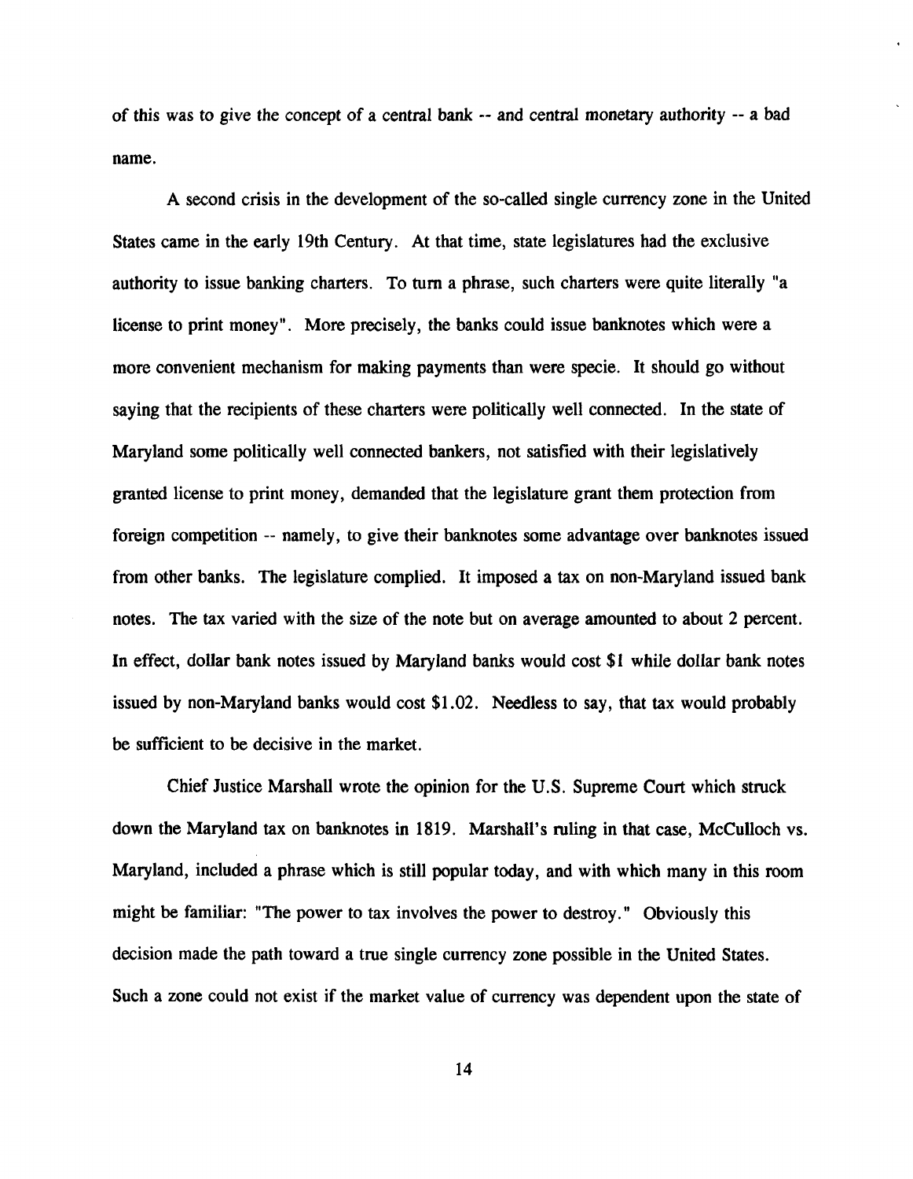of this was to give the concept of a central bank -- and central monetary authority -- a bad name.

A second crisis in the development of the so-called single currency zone in the United States came in the early 19th Century. At that time, state legislatures had the exclusive authority to issue banking charters. To turn a phrase, such charters were quite literally "a license to print money". More precisely, the banks could issue banknotes which were a more convenient mechanism for making payments than were specie. It should go without saying that the recipients of these charters were politically well connected. In the state of Maryland some politically well connected bankers, not satisfied with their legislatively granted license to print money, demanded that the legislature grant them protection from foreign competition -- namely, to give their banknotes some advantage over banknotes issued from other banks. The legislature complied. It imposed a tax on non-Maryland issued bank notes. The tax varied with the size of the note but on average amounted to about 2 percent. In effect, dollar bank notes issued by Maryland banks would cost $1 while dollar bank notes issued by non-Maryland banks would cost $1.02. Needless to say, that tax would probably be sufficient to be decisive in the market.

Chief Justice Marshall wrote the opinion for the U.S. Supreme Court which struck down the Maryland tax on banknotes in 1819. Marshall's ruling in that case, McCulloch vs. Maryland, included a phrase which is still popular today, and with which many in this room might be familiar: "The power to tax involves the power to destroy." Obviously this decision made the path toward a true single currency zone possible in the United States. Such a zone could not exist if the market value of currency was dependent upon the state of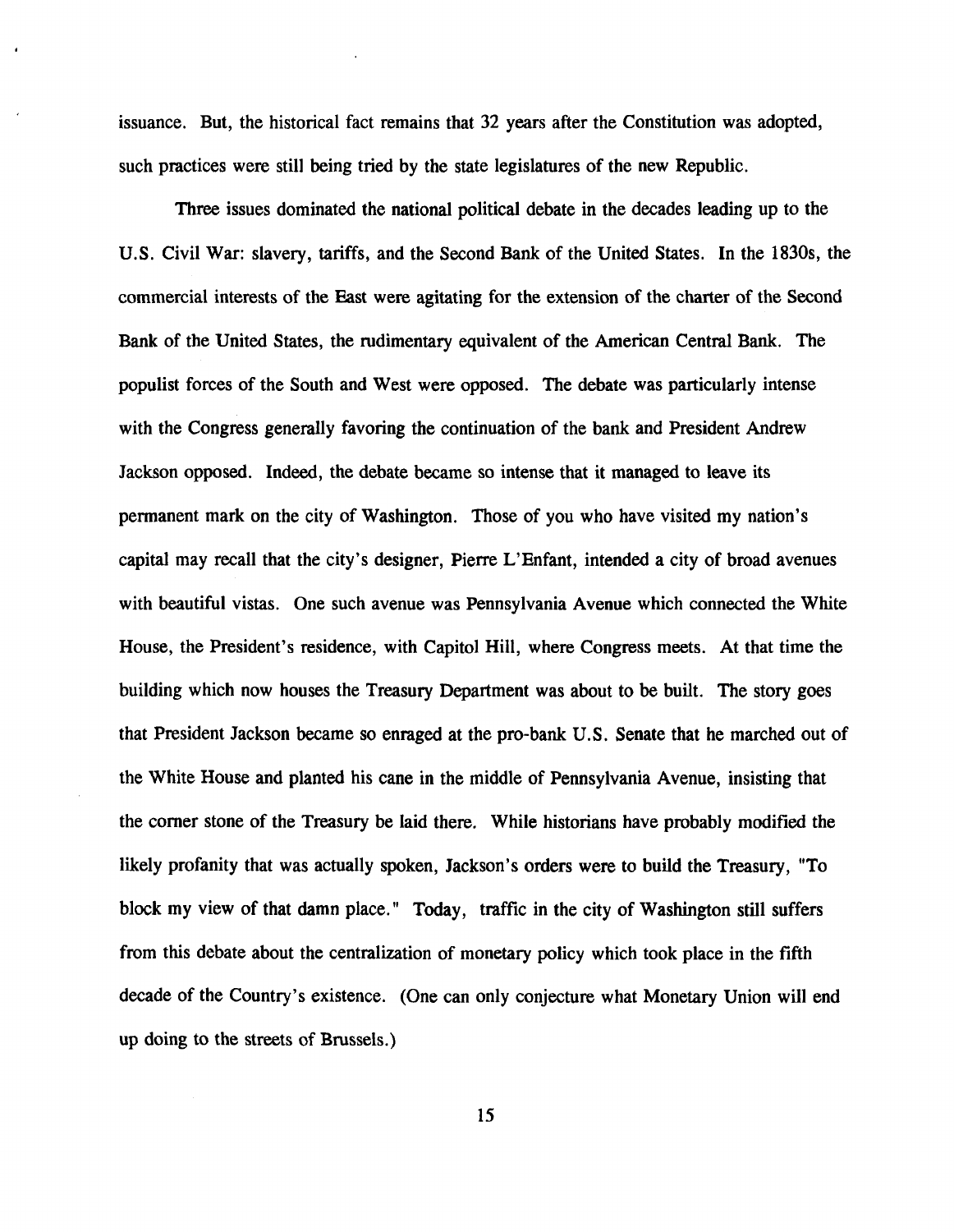issuance. But, the historical fact remains that 32 years after the Constitution was adopted, such practices were still being tried by the state legislatures of the new Republic.

Three issues dominated the national political debate in the decades leading up to the U.S. Civil War: slavery, tariffs, and the Second Bank of the United States. In the 1830s, the commercial interests of the East were agitating for the extension of the charter of the Second Bank of the United States, the rudimentary equivalent of the American Central Bank. The populist forces of the South and West were opposed. The debate was particularly intense with the Congress generally favoring the continuation of the bank and President Andrew Jackson opposed. Indeed, the debate became so intense that it managed to leave its permanent mark on the city of Washington. Those of you who have visited my nation's capital may recall that the city's designer, Pierre L'Enfant, intended a city of broad avenues with beautiful vistas. One such avenue was Pennsylvania Avenue which connected the White House, the President's residence, with Capitol Hill, where Congress meets. At that time the building which now houses the Treasury Department was about to be built. The story goes that President Jackson became so enraged at the pro-bank U.S. Senate that he marched out of the White House and planted his cane in the middle of Pennsylvania Avenue, insisting that the corner stone of the Treasury be laid there. While historians have probably modified the likely profanity that was actually spoken, Jackson's orders were to build the Treasury, "To block my view of that damn place." Today, traffic in the city of Washington still suffers from this debate about the centralization of monetary policy which took place in the fifth decade of the Country's existence. (One can only conjecture what Monetary Union will end up doing to the streets of Brussels.)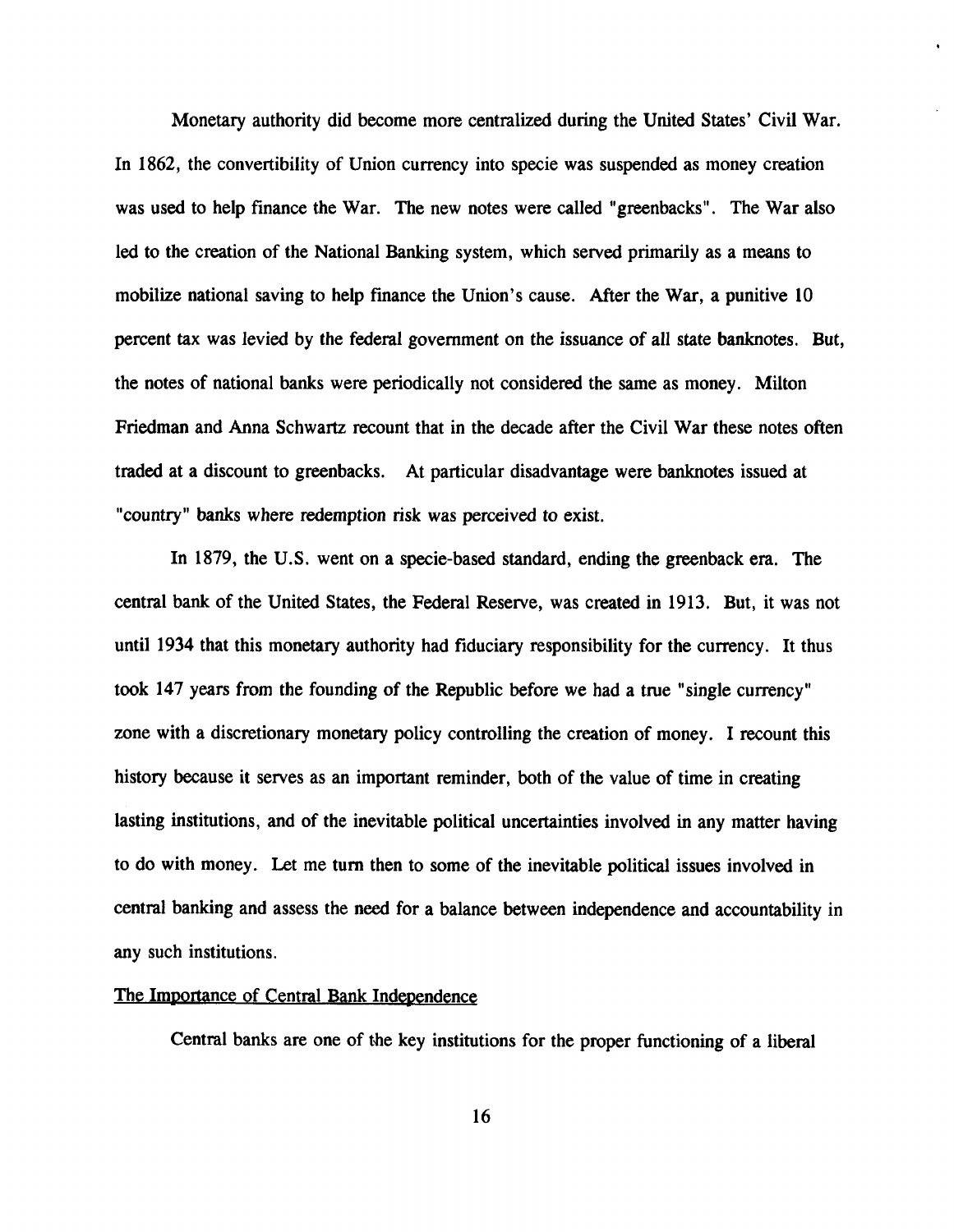Monetary authority did become more centralized during the United States' Civil War. In 1862, the convertibility of Union currency into specie was suspended as money creation was used to help finance the War. The new notes were called "greenbacks". The War also led to the creation of the National Banking system, which served primarily as a means to mobilize national saving to help finance the Union's cause. After the War, a punitive 10 percent tax was levied by the federal government on the issuance of all state banknotes. But, the notes of national banks were periodically not considered the same as money. Milton Friedman and Anna Schwartz recount that in the decade after the Civil War these notes often traded at a discount to greenbacks. At particular disadvantage were banknotes issued at "country" banks where redemption risk was perceived to exist.

In 1879, the U.S. went on a specie-based standard, ending the greenback era. The central bank of the United States, the Federal Reserve, was created in 1913. But, it was not until 1934 that this monetary authority had fiduciary responsibility for the currency. It thus took 147 years from the founding of the Republic before we had a true "single currency" zone with a discretionary monetary policy controlling the creation of money. I recount this history because it serves as an important reminder, both of the value of time in creating lasting institutions, and of the inevitable political uncertainties involved in any matter having to do with money. Let me turn then to some of the inevitable political issues involved in central banking and assess the need for a balance between independence and accountability in any such institutions.

## The Importance of Central Bank Independence

Central banks are one of the key institutions for the proper functioning of a liberal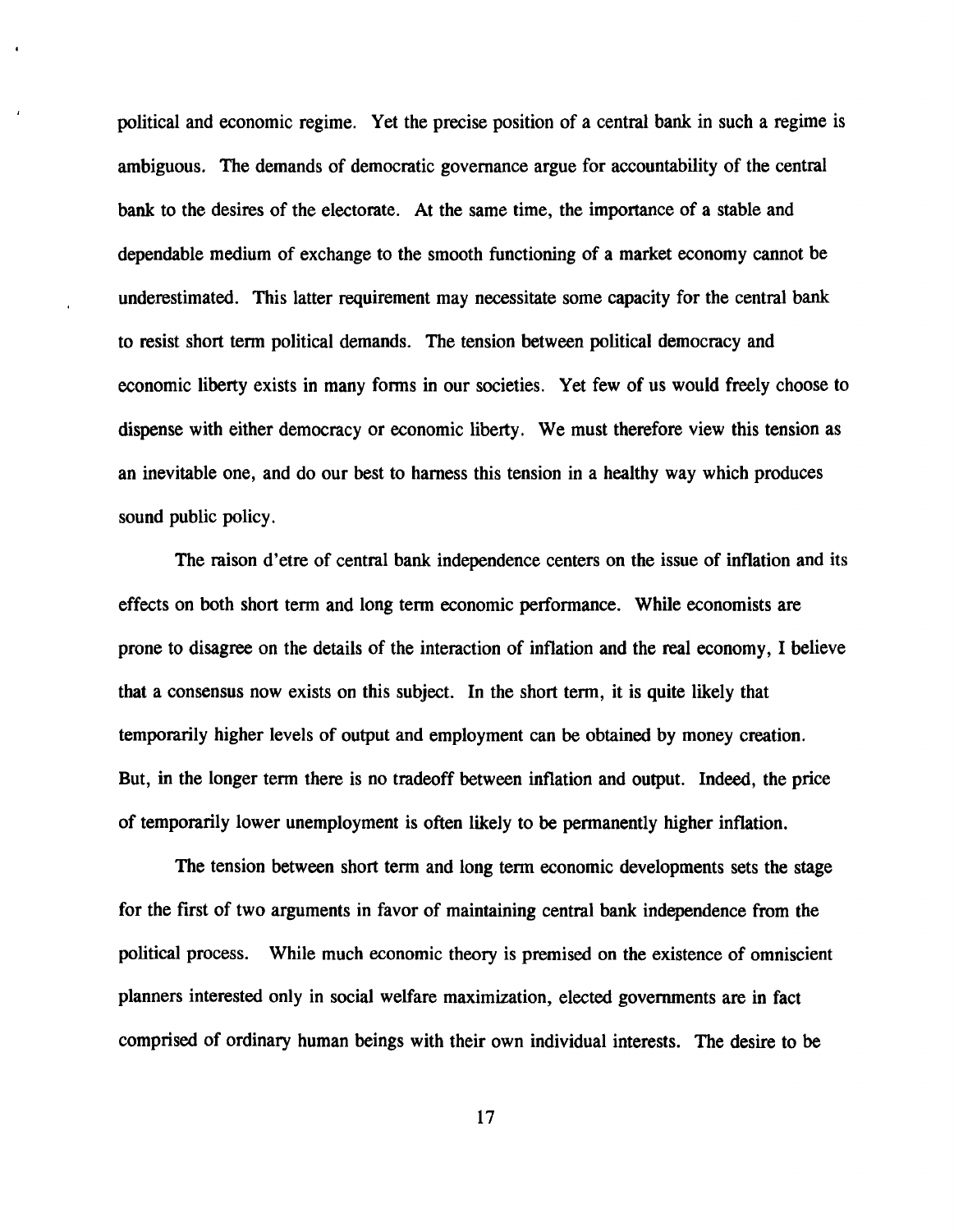political and economic regime. Yet the precise position of a central bank in such a regime is ambiguous. The demands of democratic governance argue for accountability of the central bank to the desires of the electorate. At the same time, the importance of a stable and dependable medium of exchange to the smooth functioning of a market economy cannot be underestimated. This latter requirement may necessitate some capacity for the central bank to resist short term political demands. The tension between political democracy and economic liberty exists in many forms in our societies. Yet few of us would freely choose to dispense with either democracy or economic liberty. We must therefore view this tension as an inevitable one, and do our best to harness this tension in a healthy way which produces sound public policy.

The raison d'etre of central bank independence centers on the issue of inflation and its effects on both short term and long term economic performance. While economists are prone to disagree on the details of the interaction of inflation and the real economy, I believe that a consensus now exists on this subject. In the short term, it is quite likely that temporarily higher levels of output and employment can be obtained by money creation. But, in the longer term there is no tradeoff between inflation and output. Indeed, the price of temporarily lower unemployment is often likely to be permanently higher inflation.

The tension between short term and long term economic developments sets the stage for the first of two arguments in favor of maintaining central bank independence from the political process. While much economic theory is premised on the existence of omniscient planners interested only in social welfare maximization, elected governments are in fact comprised of ordinary human beings with their own individual interests. The desire to be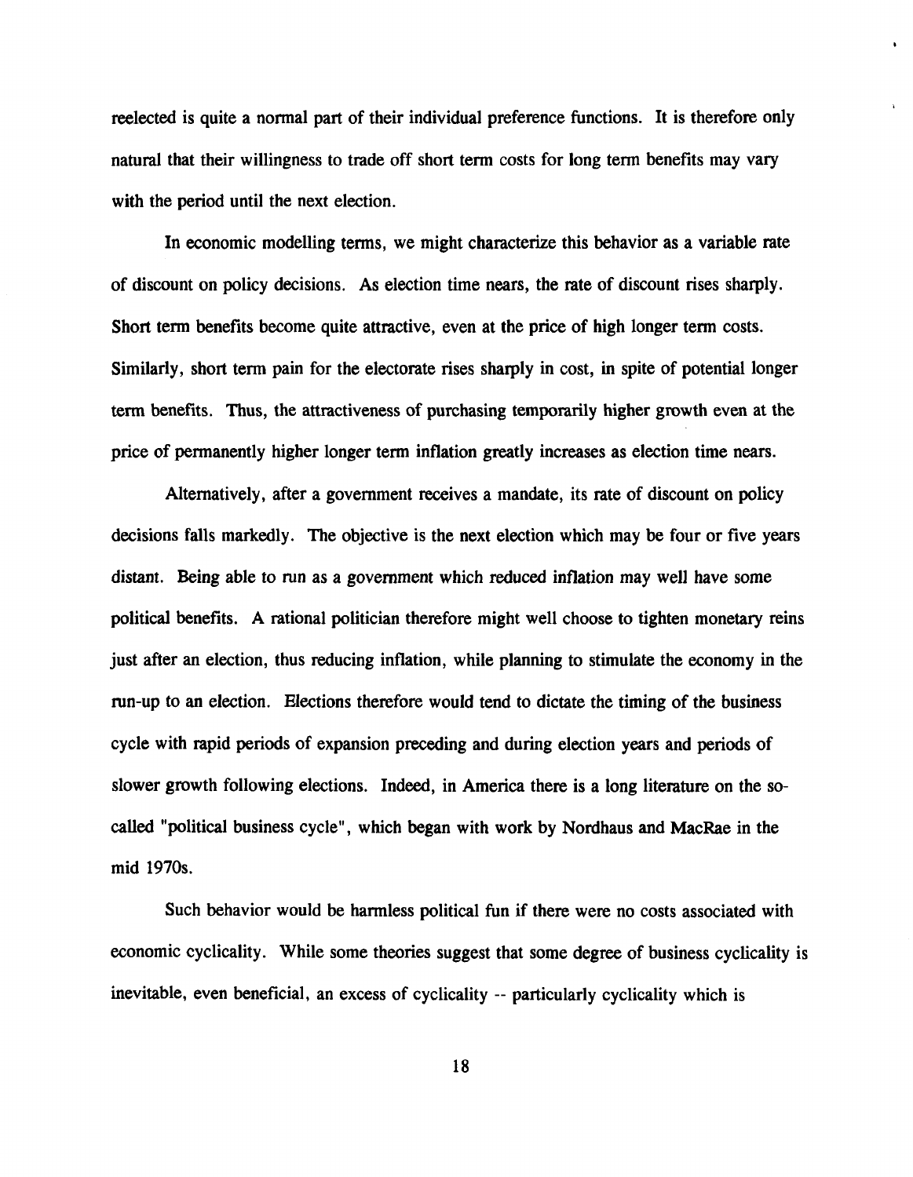reelected is quite a normal part of their individual preference functions. It is therefore only natural that their willingness to trade off short term costs for long term benefits may vary with the period until the next election.

In economic modelling terms, we might characterize this behavior as a variable rate of discount on policy decisions. As election time nears, the rate of discount rises sharply. Short term benefits become quite attractive, even at the price of high longer term costs. Similarly, short term pain for the electorate rises sharply in cost, in spite of potential longer term benefits. Thus, the attractiveness of purchasing temporarily higher growth even at the price of permanently higher longer term inflation greatly increases as election time nears.

Alternatively, after a government receives a mandate, its rate of discount on policy decisions falls markedly. The objective is the next election which may be four or five years distant. Being able to run as a government which reduced inflation may well have some political benefits. A rational politician therefore might well choose to tighten monetary reins just after an election, thus reducing inflation, while planning to stimulate the economy in the run-up to an election. Elections therefore would tend to dictate the timing of the business cycle with rapid periods of expansion preceding and during election years and periods of slower growth following elections. Indeed, in America there is a long literature on the so-called "political business cycle", which began with work by Nordhaus and MacRae in the mid 1970s.

Such behavior would be harmless political fun if there were no costs associated with economic cyclicality. While some theories suggest that some degree of business cyclicality is inevitable, even beneficial, an excess of cyclicality -- particularly cyclicality which is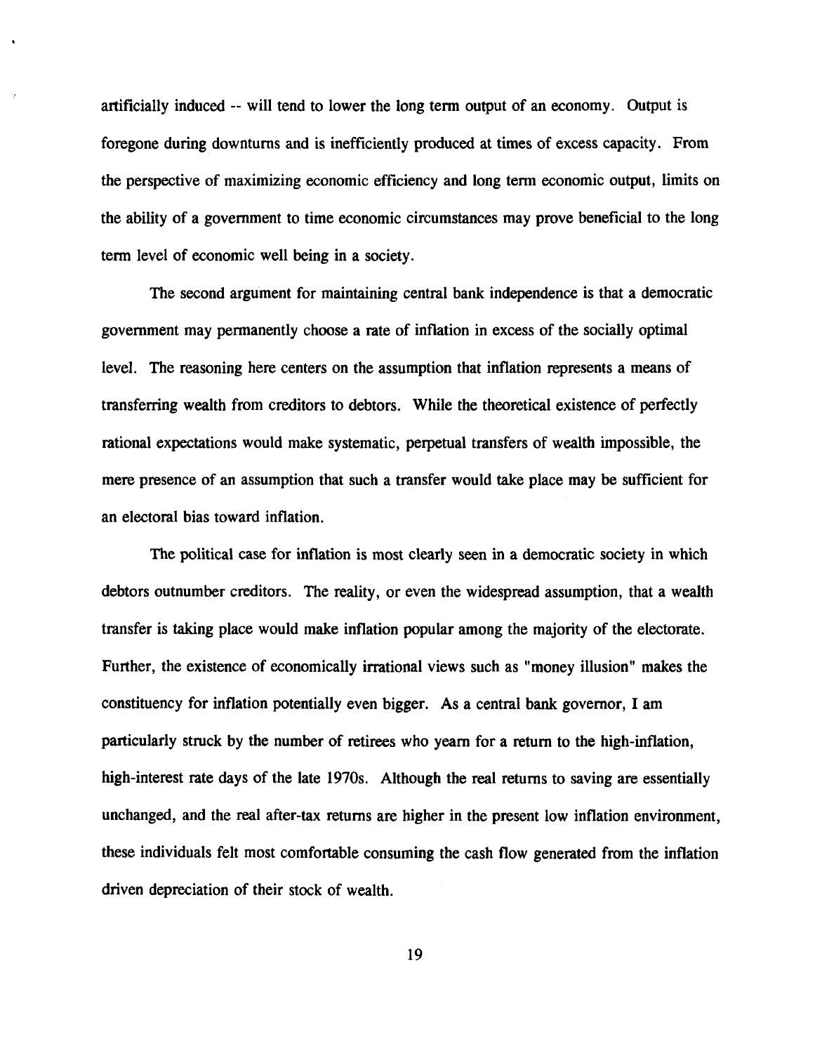artificially induced -- will tend to lower the long term output of an economy. Output is foregone during downturns and is inefficiently produced at times of excess capacity. From the perspective of maximizing economic efficiency and long term economic output, limits on the ability of a government to time economic circumstances may prove beneficial to the long term level of economic well being in a society.

The second argument for maintaining central bank independence is that a democratic government may permanently choose a rate of inflation in excess of the socially optimal level. The reasoning here centers on the assumption that inflation represents a means of transferring wealth from creditors to debtors. While the theoretical existence of perfectly rational expectations would make systematic, perpetual transfers of wealth impossible, the mere presence of an assumption that such a transfer would take place may be sufficient for an electoral bias toward inflation.

The political case for inflation is most clearly seen in a democratic society in which debtors outnumber creditors. The reality, or even the widespread assumption, that a wealth transfer is taking place would make inflation popular among the majority of the electorate. Further, the existence of economically irrational views such as "money illusion" makes the constituency for inflation potentially even bigger. As a central bank governor, I am particularly struck by the number of retirees who yearn for a return to the high-inflation, high-interest rate days of the late 1970s. Although the real returns to saving are essentially unchanged, and the real after-tax returns are higher in the present low inflation environment, these individuals felt most comfortable consuming the cash flow generated from the inflation driven depreciation of their stock of wealth.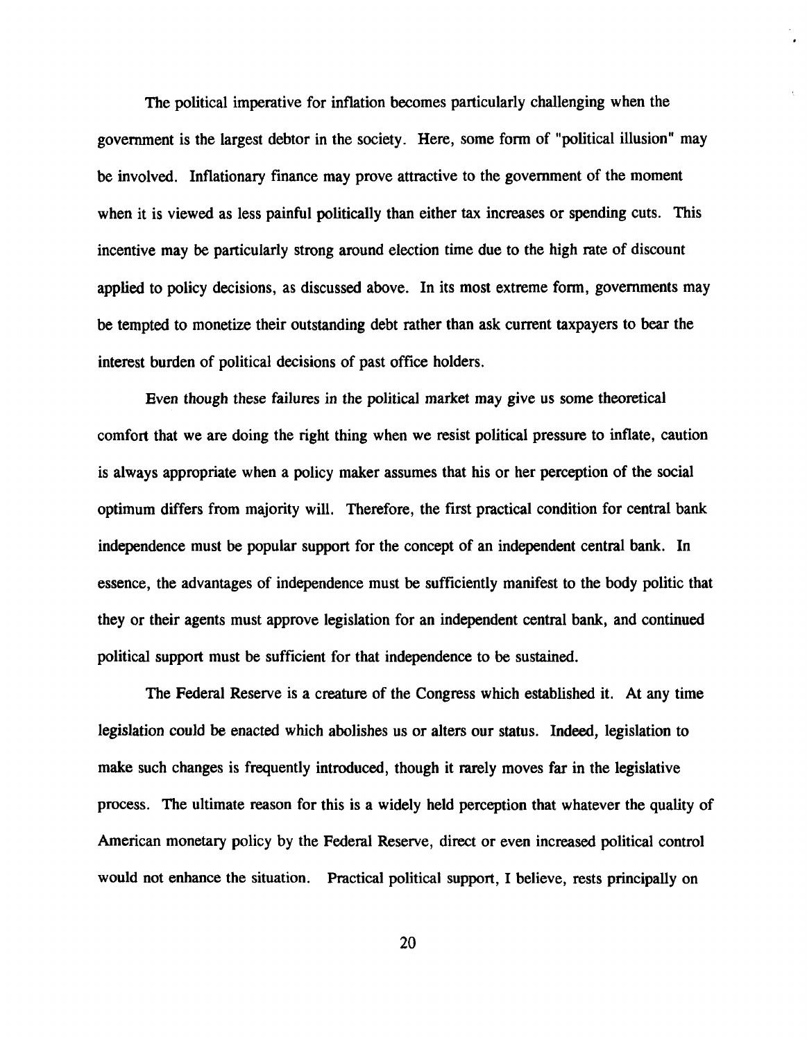The political imperative for inflation becomes particularly challenging when the government is the largest debtor in the society. Here, some form of "political illusion" may be involved. Inflationary finance may prove attractive to the government of the moment when it is viewed as less painful politically than either tax increases or spending cuts. This incentive may be particularly strong around election time due to the high rate of discount applied to policy decisions, as discussed above. In its most extreme form, governments may be tempted to monetize their outstanding debt rather than ask current taxpayers to bear the interest burden of political decisions of past office holders.

Even though these failures in the political market may give us some theoretical comfort that we are doing the right thing when we resist political pressure to inflate, caution is always appropriate when a policy maker assumes that his or her perception of the social optimum differs from majority will. Therefore, the first practical condition for central bank independence must be popular support for the concept of an independent central bank. In essence, the advantages of independence must be sufficiently manifest to the body politic that they or their agents must approve legislation for an independent central bank, and continued political support must be sufficient for that independence to be sustained.

The Federal Reserve is a creature of the Congress which established it. At any time legislation could be enacted which abolishes us or alters our status. Indeed, legislation to make such changes is frequently introduced, though it rarely moves far in the legislative process. The ultimate reason for this is a widely held perception that whatever the quality of American monetary policy by the Federal Reserve, direct or even increased political control would not enhance the situation. Practical political support, I believe, rests principally on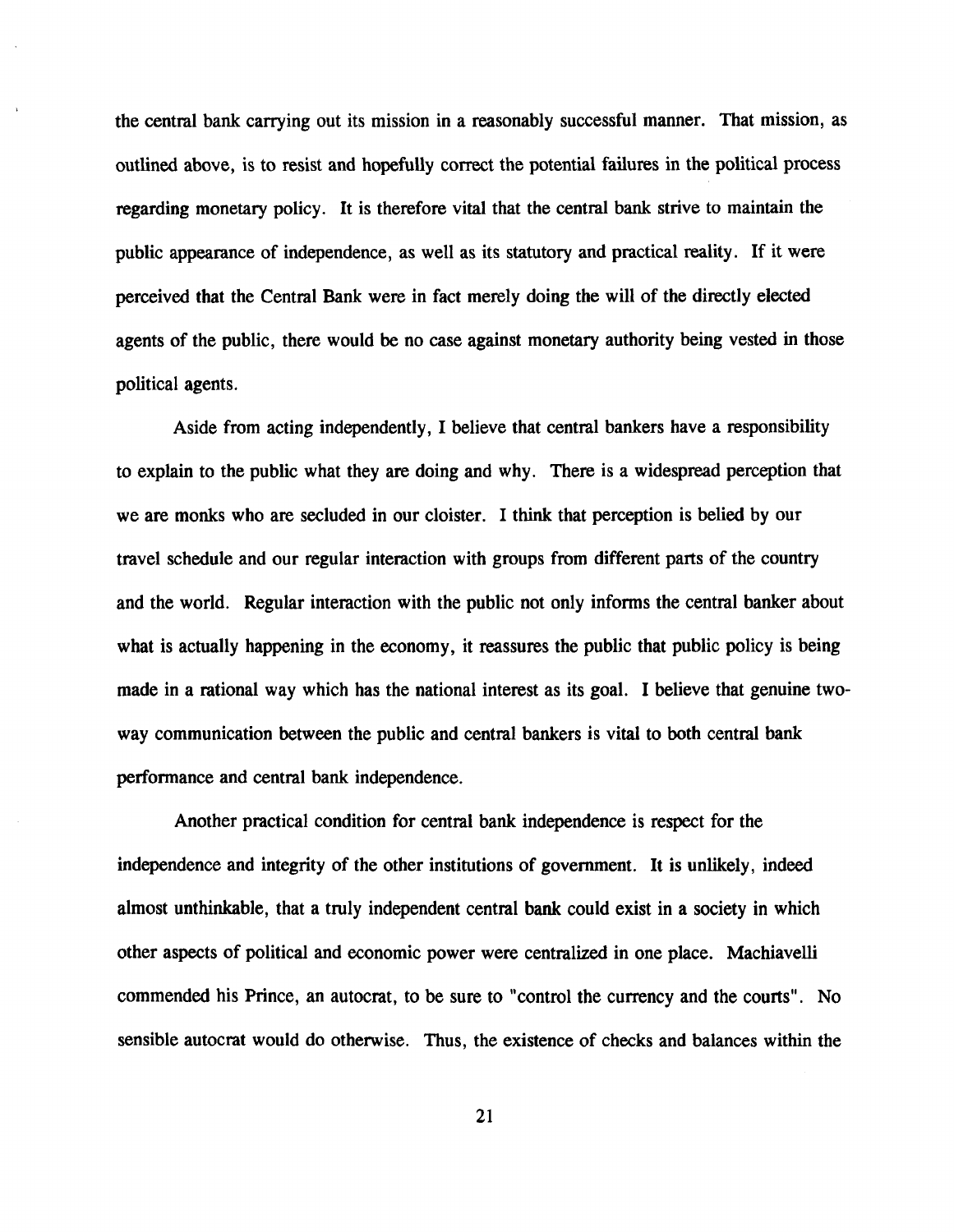the central bank carrying out its mission in a reasonably successful manner. That mission, as outlined above, is to resist and hopefully correct the potential failures in the political process regarding monetary policy. It is therefore vital that the central bank strive to maintain the public appearance of independence, as well as its statutory and practical reality. If it were perceived that the Central Bank were in fact merely doing the will of the directly elected agents of the public, there would be no case against monetary authority being vested in those political agents.

Aside from acting independently, I believe that central bankers have a responsibility to explain to the public what they are doing and why. There is a widespread perception that we are monks who are secluded in our cloister. I think that perception is belied by our travel schedule and our regular interaction with groups from different parts of the country and the world. Regular interaction with the public not only informs the central banker about what is actually happening in the economy, it reassures the public that public policy is being made in a rational way which has the national interest as its goal. I believe that genuine two-way communication between the public and central bankers is vital to both central bank performance and central bank independence.

Another practical condition for central bank independence is respect for the independence and integrity of the other institutions of government. It is unlikely, indeed almost unthinkable, that a truly independent central bank could exist in a society in which other aspects of political and economic power were centralized in one place. Machiavelli commended his Prince, an autocrat, to be sure to "control the currency and the courts". No sensible autocrat would do otherwise. Thus, the existence of checks and balances within the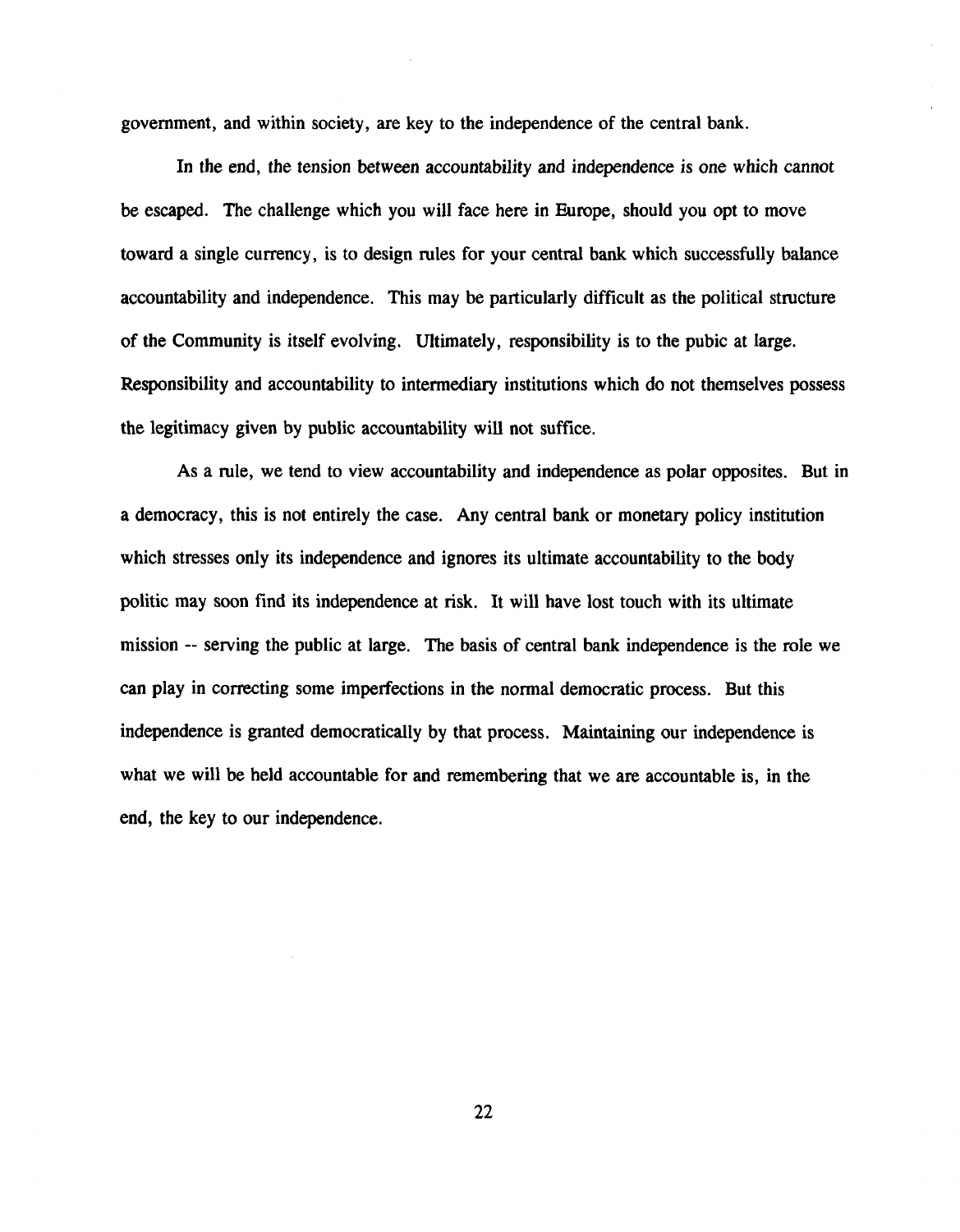government, and within society, are key to the independence of the central bank.

In the end, the tension between accountability and independence is one which cannot be escaped. The challenge which you will face here in Europe, should you opt to move toward a single currency, is to design rules for your central bank which successfully balance accountability and independence. This may be particularly difficult as the political structure of the Community is itself evolving. Ultimately, responsibility is to the pubic at large. Responsibility and accountability to intermediary institutions which do not themselves possess the legitimacy given by public accountability will not suffice.

As a rule, we tend to view accountability and independence as polar opposites. But in a democracy, this is not entirely the case. Any central bank or monetary policy institution which stresses only its independence and ignores its ultimate accountability to the body politic may soon find its independence at risk. It will have lost touch with its ultimate mission -- serving the public at large. The basis of central bank independence is the role we can play in correcting some imperfections in the normal democratic process. But this independence is granted democratically by that process. Maintaining our independence is what we will be held accountable for and remembering that we are accountable is, in the end, the key to our independence.